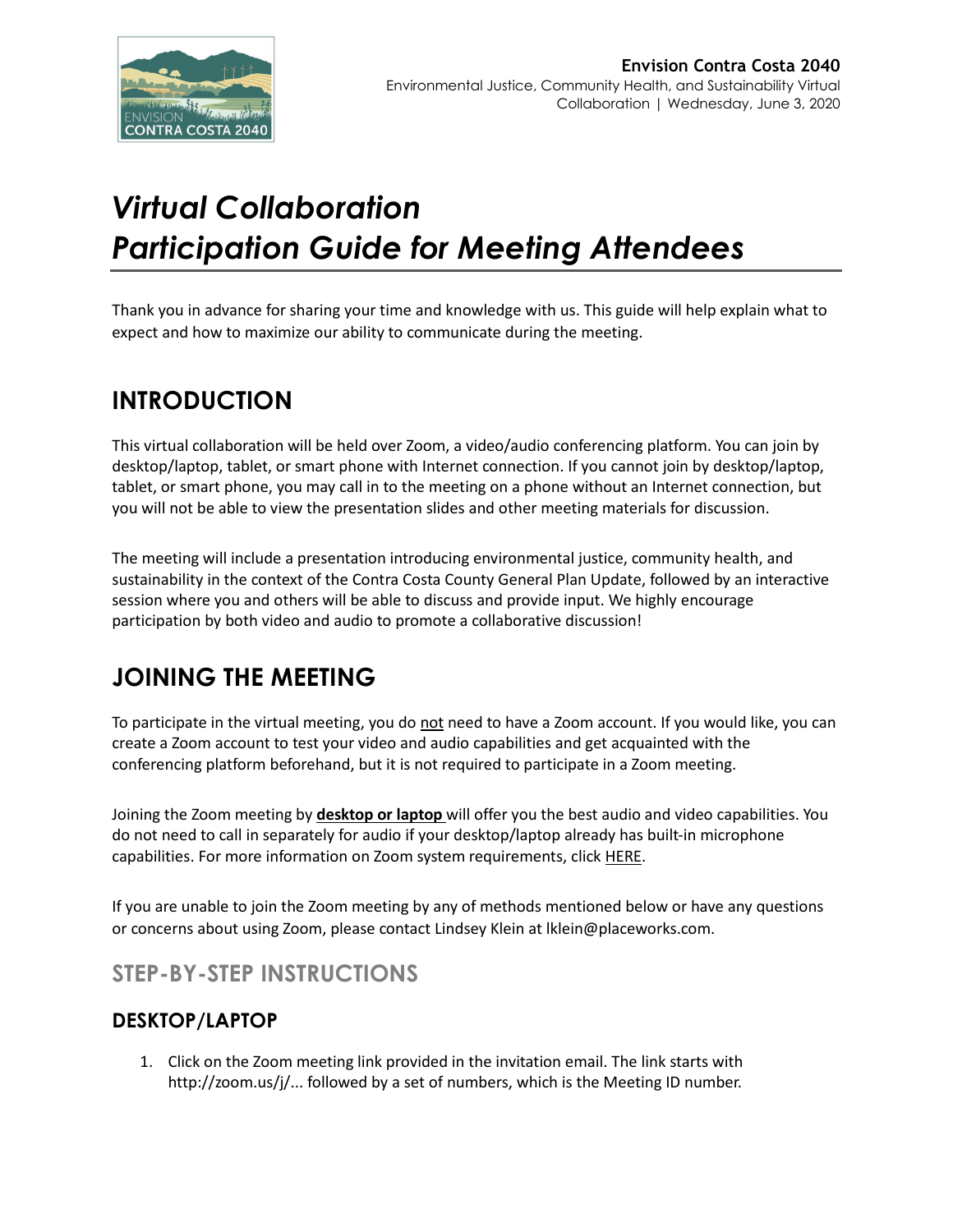**Envision Contra Costa 2040**
Environmental Justice, Community Health, and Sustainability Virtual Collaboration | Wednesday, June 3, 2020

# *Virtual Collaboration*
# *Participation Guide for Meeting Attendees*

Thank you in advance for sharing your time and knowledge with us. This guide will help explain what to expect and how to maximize our ability to communicate during the meeting.

## INTRODUCTION

This virtual collaboration will be held over Zoom, a video/audio conferencing platform. You can join by desktop/laptop, tablet, or smart phone with Internet connection. If you cannot join by desktop/laptop, tablet, or smart phone, you may call in to the meeting on a phone without an Internet connection, but you will not be able to view the presentation slides and other meeting materials for discussion.

The meeting will include a presentation introducing environmental justice, community health, and sustainability in the context of the Contra Costa County General Plan Update, followed by an interactive session where you and others will be able to discuss and provide input. We highly encourage participation by both video and audio to promote a collaborative discussion!

## JOINING THE MEETING

To participate in the virtual meeting, you do not need to have a Zoom account. If you would like, you can create a Zoom account to test your video and audio capabilities and get acquainted with the conferencing platform beforehand, but it is not required to participate in a Zoom meeting.

Joining the Zoom meeting by **desktop or laptop** will offer you the best audio and video capabilities. You do not need to call in separately for audio if your desktop/laptop already has built-in microphone capabilities. For more information on Zoom system requirements, click HERE.

If you are unable to join the Zoom meeting by any of methods mentioned below or have any questions or concerns about using Zoom, please contact Lindsey Klein at lklein@placeworks.com.

### STEP-BY-STEP INSTRUCTIONS

#### DESKTOP/LAPTOP

1. Click on the Zoom meeting link provided in the invitation email. The link starts with http://zoom.us/j/... followed by a set of numbers, which is the Meeting ID number.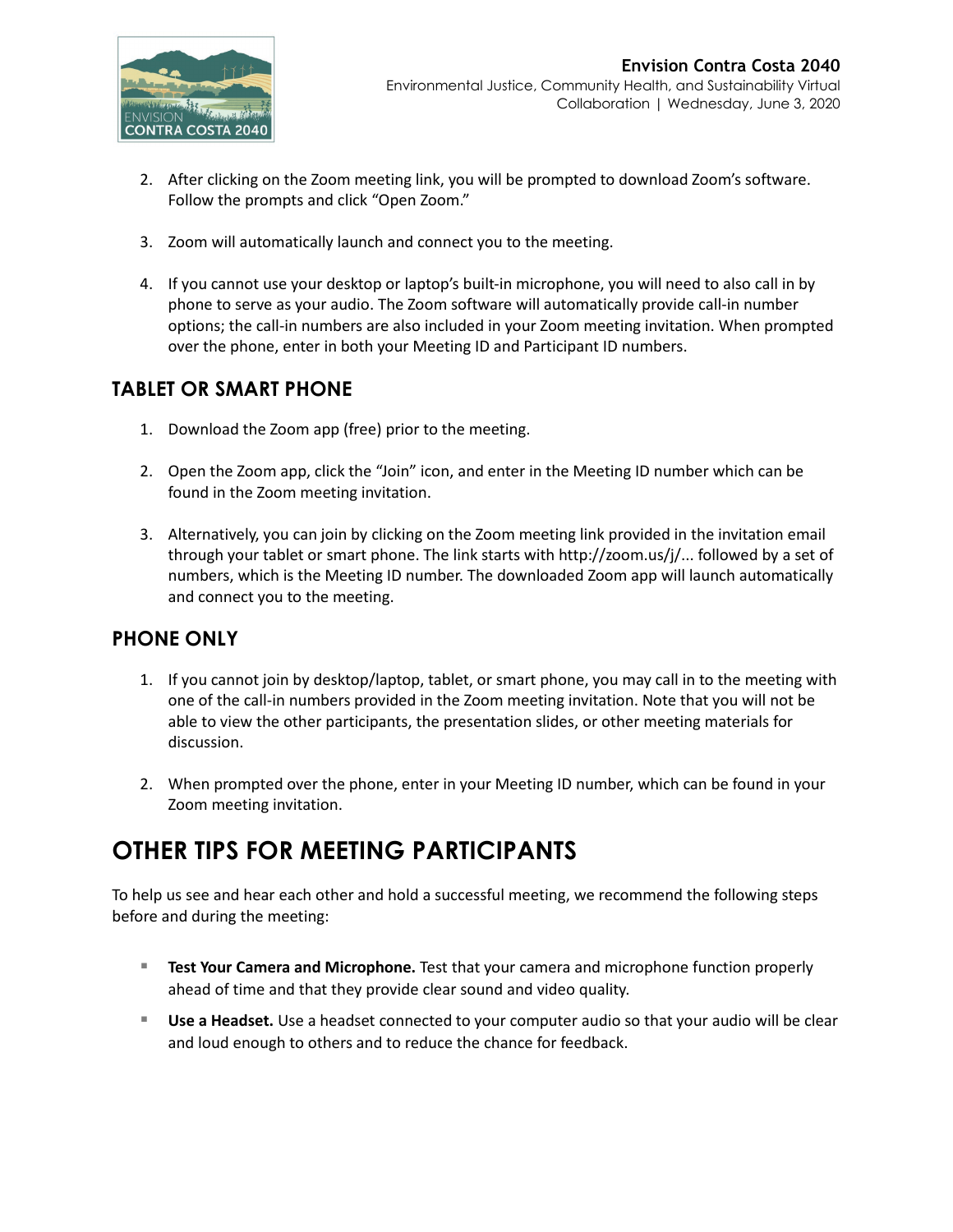2. After clicking on the Zoom meeting link, you will be prompted to download Zoom's software. Follow the prompts and click "Open Zoom."

3. Zoom will automatically launch and connect you to the meeting.

4. If you cannot use your desktop or laptop's built-in microphone, you will need to also call in by phone to serve as your audio. The Zoom software will automatically provide call-in number options; the call-in numbers are also included in your Zoom meeting invitation. When prompted over the phone, enter in both your Meeting ID and Participant ID numbers.

### TABLET OR SMART PHONE

1. Download the Zoom app (free) prior to the meeting.

2. Open the Zoom app, click the "Join" icon, and enter in the Meeting ID number which can be found in the Zoom meeting invitation.

3. Alternatively, you can join by clicking on the Zoom meeting link provided in the invitation email through your tablet or smart phone. The link starts with http://zoom.us/j/... followed by a set of numbers, which is the Meeting ID number. The downloaded Zoom app will launch automatically and connect you to the meeting.

### PHONE ONLY

1. If you cannot join by desktop/laptop, tablet, or smart phone, you may call in to the meeting with one of the call-in numbers provided in the Zoom meeting invitation. Note that you will not be able to view the other participants, the presentation slides, or other meeting materials for discussion.

2. When prompted over the phone, enter in your Meeting ID number, which can be found in your Zoom meeting invitation.

## OTHER TIPS FOR MEETING PARTICIPANTS

To help us see and hear each other and hold a successful meeting, we recommend the following steps before and during the meeting:

- **Test Your Camera and Microphone.** Test that your camera and microphone function properly ahead of time and that they provide clear sound and video quality.
- **Use a Headset.** Use a headset connected to your computer audio so that your audio will be clear and loud enough to others and to reduce the chance for feedback.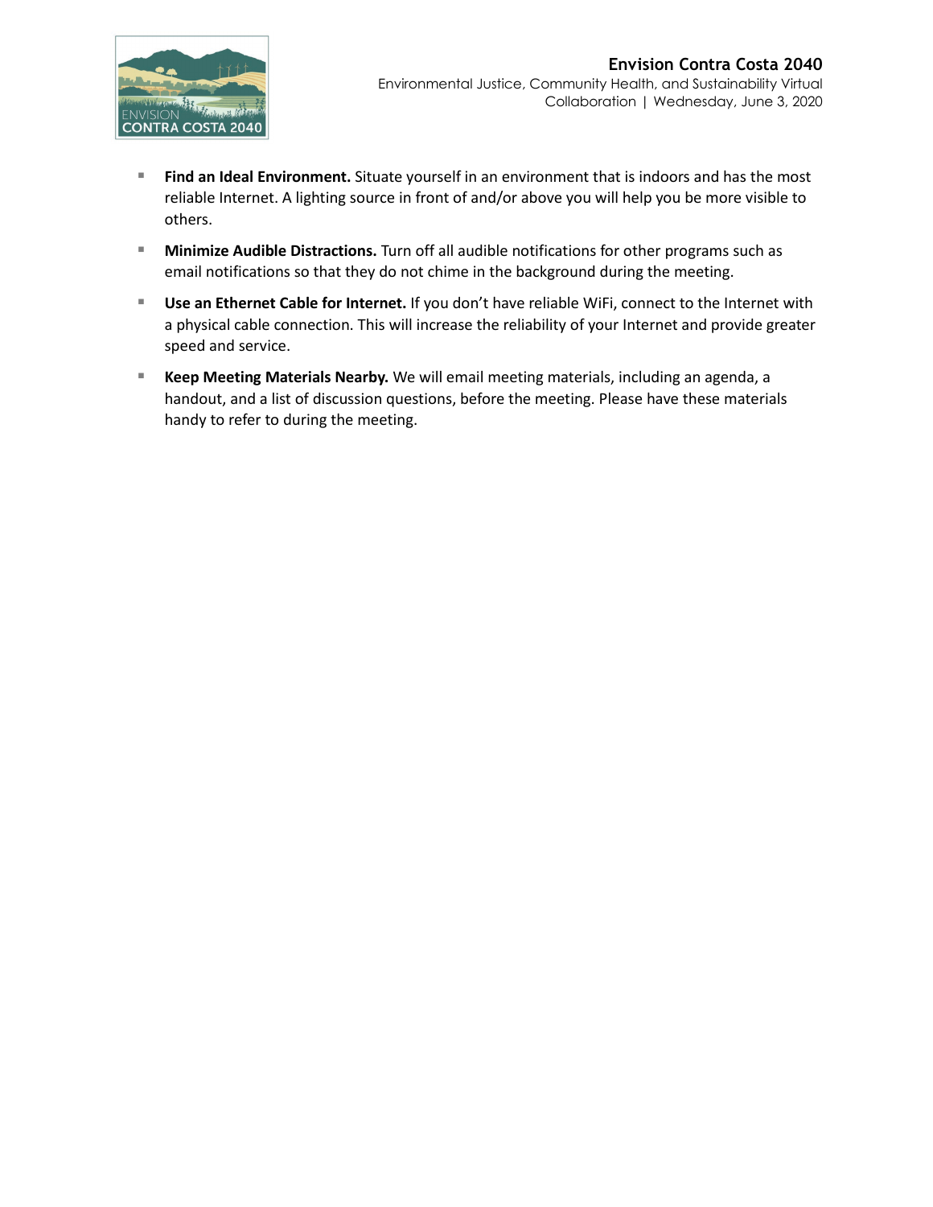- **Find an Ideal Environment.** Situate yourself in an environment that is indoors and has the most reliable Internet. A lighting source in front of and/or above you will help you be more visible to others.
- **Minimize Audible Distractions.** Turn off all audible notifications for other programs such as email notifications so that they do not chime in the background during the meeting.
- **Use an Ethernet Cable for Internet.** If you don't have reliable WiFi, connect to the Internet with a physical cable connection. This will increase the reliability of your Internet and provide greater speed and service.
- **Keep Meeting Materials Nearby.** We will email meeting materials, including an agenda, a handout, and a list of discussion questions, before the meeting. Please have these materials handy to refer to during the meeting.